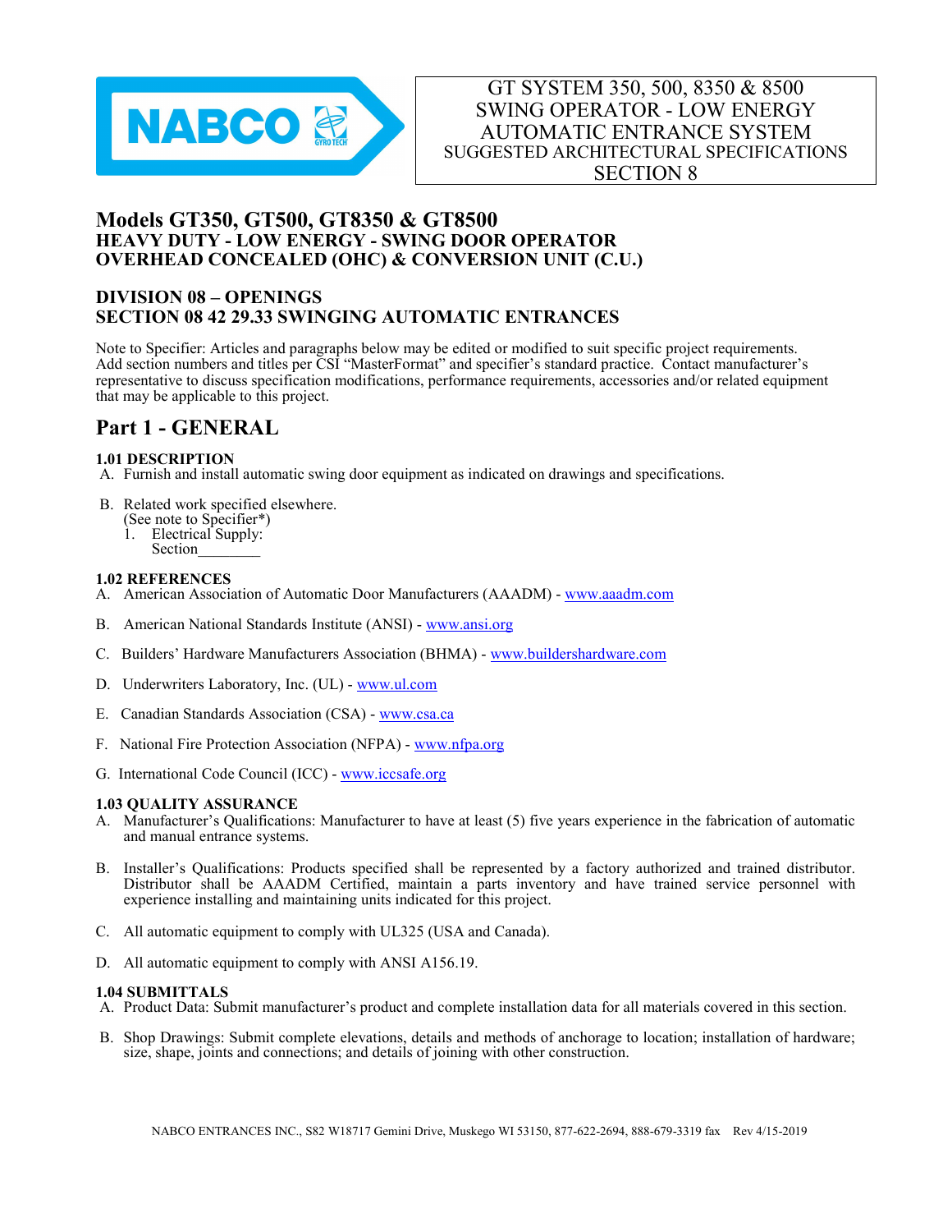GT SYSTEM 350, 500, 8350 & 8500
SWING OPERATOR - LOW ENERGY
AUTOMATIC ENTRANCE SYSTEM
SUGGESTED ARCHITECTURAL SPECIFICATIONS
SECTION 8

# Models GT350, GT500, GT8350 & GT8500

## HEAVY DUTY - LOW ENERGY - SWING DOOR OPERATOR
## OVERHEAD CONCEALED (OHC) & CONVERSION UNIT (C.U.)

## DIVISION 08 – OPENINGS
## SECTION 08 42 29.33 SWINGING AUTOMATIC ENTRANCES

Note to Specifier: Articles and paragraphs below may be edited or modified to suit specific project requirements. Add section numbers and titles per CSI "MasterFormat" and specifier's standard practice. Contact manufacturer's representative to discuss specification modifications, performance requirements, accessories and/or related equipment that may be applicable to this project.

# Part 1 - GENERAL

### 1.01 DESCRIPTION

A. Furnish and install automatic swing door equipment as indicated on drawings and specifications.

B. Related work specified elsewhere.
(See note to Specifier*)
   1. Electrical Supply:
      Section________

### 1.02 REFERENCES

A. American Association of Automatic Door Manufacturers (AAADM) - www.aaadm.com

B. American National Standards Institute (ANSI) - www.ansi.org

C. Builders' Hardware Manufacturers Association (BHMA) - www.buildershardware.com

D. Underwriters Laboratory, Inc. (UL) - www.ul.com

E. Canadian Standards Association (CSA) - www.csa.ca

F. National Fire Protection Association (NFPA) - www.nfpa.org

G. International Code Council (ICC) - www.iccsafe.org

### 1.03 QUALITY ASSURANCE

A. Manufacturer's Qualifications: Manufacturer to have at least (5) five years experience in the fabrication of automatic and manual entrance systems.

B. Installer's Qualifications: Products specified shall be represented by a factory authorized and trained distributor. Distributor shall be AAADM Certified, maintain a parts inventory and have trained service personnel with experience installing and maintaining units indicated for this project.

C. All automatic equipment to comply with UL325 (USA and Canada).

D. All automatic equipment to comply with ANSI A156.19.

### 1.04 SUBMITTALS

A. Product Data: Submit manufacturer's product and complete installation data for all materials covered in this section.

B. Shop Drawings: Submit complete elevations, details and methods of anchorage to location; installation of hardware; size, shape, joints and connections; and details of joining with other construction.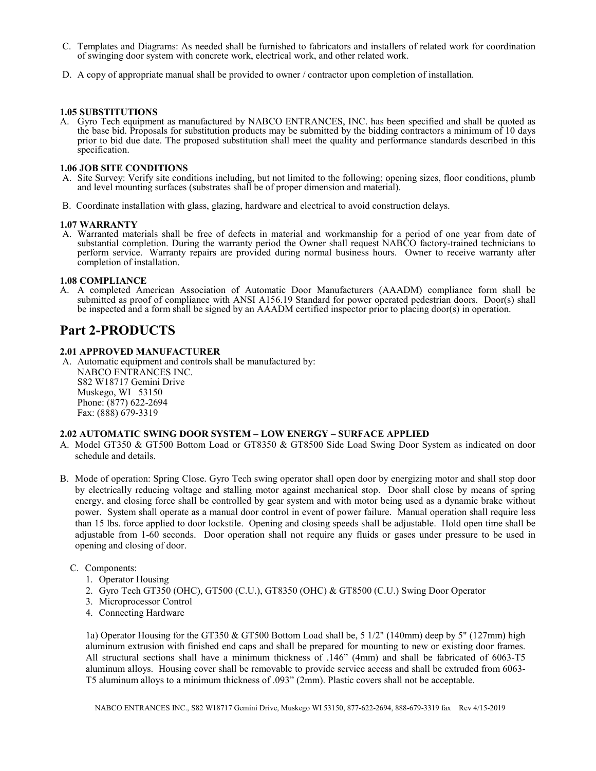C. Templates and Diagrams: As needed shall be furnished to fabricators and installers of related work for coordination of swinging door system with concrete work, electrical work, and other related work.

D. A copy of appropriate manual shall be provided to owner / contractor upon completion of installation.

#### 1.05 SUBSTITUTIONS

A. Gyro Tech equipment as manufactured by NABCO ENTRANCES, INC. has been specified and shall be quoted as the base bid. Proposals for substitution products may be submitted by the bidding contractors a minimum of 10 days prior to bid due date. The proposed substitution shall meet the quality and performance standards described in this specification.

#### 1.06 JOB SITE CONDITIONS

A. Site Survey: Verify site conditions including, but not limited to the following; opening sizes, floor conditions, plumb and level mounting surfaces (substrates shall be of proper dimension and material).

B. Coordinate installation with glass, glazing, hardware and electrical to avoid construction delays.

#### 1.07 WARRANTY

A. Warranted materials shall be free of defects in material and workmanship for a period of one year from date of substantial completion. During the warranty period the Owner shall request NABCO factory-trained technicians to perform service. Warranty repairs are provided during normal business hours. Owner to receive warranty after completion of installation.

#### 1.08 COMPLIANCE

A. A completed American Association of Automatic Door Manufacturers (AAADM) compliance form shall be submitted as proof of compliance with ANSI A156.19 Standard for power operated pedestrian doors. Door(s) shall be inspected and a form shall be signed by an AAADM certified inspector prior to placing door(s) in operation.

## Part 2-PRODUCTS

#### 2.01 APPROVED MANUFACTURER

A. Automatic equipment and controls shall be manufactured by:
NABCO ENTRANCES INC.
S82 W18717 Gemini Drive
Muskego, WI 53150
Phone: (877) 622-2694
Fax: (888) 679-3319

#### 2.02 AUTOMATIC SWING DOOR SYSTEM – LOW ENERGY – SURFACE APPLIED

A. Model GT350 & GT500 Bottom Load or GT8350 & GT8500 Side Load Swing Door System as indicated on door schedule and details.

B. Mode of operation: Spring Close. Gyro Tech swing operator shall open door by energizing motor and shall stop door by electrically reducing voltage and stalling motor against mechanical stop. Door shall close by means of spring energy, and closing force shall be controlled by gear system and with motor being used as a dynamic brake without power. System shall operate as a manual door control in event of power failure. Manual operation shall require less than 15 lbs. force applied to door lockstile. Opening and closing speeds shall be adjustable. Hold open time shall be adjustable from 1-60 seconds. Door operation shall not require any fluids or gases under pressure to be used in opening and closing of door.

C. Components:
1. Operator Housing
2. Gyro Tech GT350 (OHC), GT500 (C.U.), GT8350 (OHC) & GT8500 (C.U.) Swing Door Operator
3. Microprocessor Control
4. Connecting Hardware

1a) Operator Housing for the GT350 & GT500 Bottom Load shall be, 5 1/2" (140mm) deep by 5" (127mm) high aluminum extrusion with finished end caps and shall be prepared for mounting to new or existing door frames. All structural sections shall have a minimum thickness of .146" (4mm) and shall be fabricated of 6063-T5 aluminum alloys. Housing cover shall be removable to provide service access and shall be extruded from 6063-T5 aluminum alloys to a minimum thickness of .093" (2mm). Plastic covers shall not be acceptable.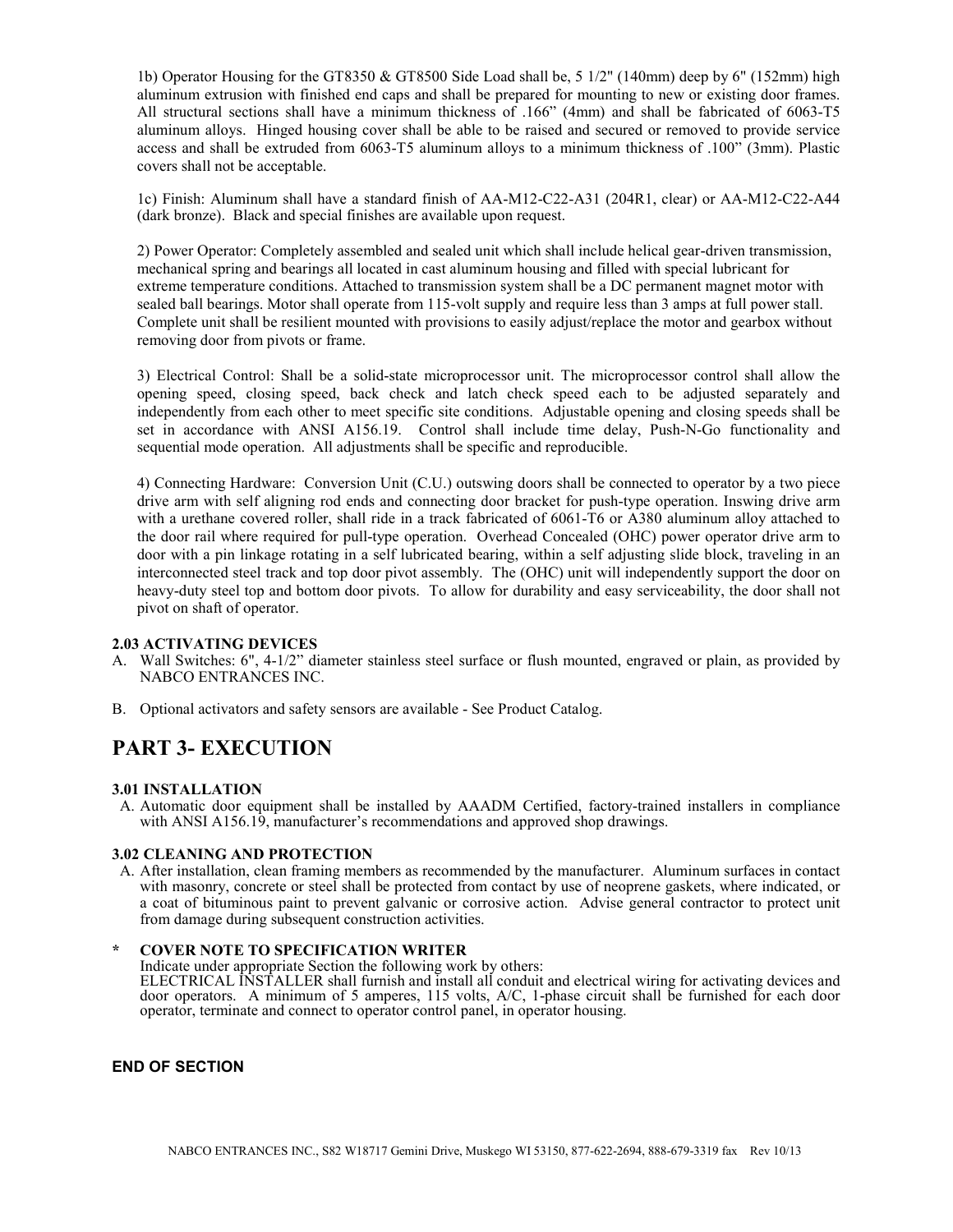1b) Operator Housing for the GT8350 & GT8500 Side Load shall be, 5 1/2" (140mm) deep by 6" (152mm) high aluminum extrusion with finished end caps and shall be prepared for mounting to new or existing door frames. All structural sections shall have a minimum thickness of .166" (4mm) and shall be fabricated of 6063-T5 aluminum alloys. Hinged housing cover shall be able to be raised and secured or removed to provide service access and shall be extruded from 6063-T5 aluminum alloys to a minimum thickness of .100" (3mm). Plastic covers shall not be acceptable.

1c) Finish: Aluminum shall have a standard finish of AA-M12-C22-A31 (204R1, clear) or AA-M12-C22-A44 (dark bronze). Black and special finishes are available upon request.

2) Power Operator: Completely assembled and sealed unit which shall include helical gear-driven transmission, mechanical spring and bearings all located in cast aluminum housing and filled with special lubricant for extreme temperature conditions. Attached to transmission system shall be a DC permanent magnet motor with sealed ball bearings. Motor shall operate from 115-volt supply and require less than 3 amps at full power stall. Complete unit shall be resilient mounted with provisions to easily adjust/replace the motor and gearbox without removing door from pivots or frame.

3) Electrical Control: Shall be a solid-state microprocessor unit. The microprocessor control shall allow the opening speed, closing speed, back check and latch check speed each to be adjusted separately and independently from each other to meet specific site conditions. Adjustable opening and closing speeds shall be set in accordance with ANSI A156.19. Control shall include time delay, Push-N-Go functionality and sequential mode operation. All adjustments shall be specific and reproducible.

4) Connecting Hardware: Conversion Unit (C.U.) outswing doors shall be connected to operator by a two piece drive arm with self aligning rod ends and connecting door bracket for push-type operation. Inswing drive arm with a urethane covered roller, shall ride in a track fabricated of 6061-T6 or A380 aluminum alloy attached to the door rail where required for pull-type operation. Overhead Concealed (OHC) power operator drive arm to door with a pin linkage rotating in a self lubricated bearing, within a self adjusting slide block, traveling in an interconnected steel track and top door pivot assembly. The (OHC) unit will independently support the door on heavy-duty steel top and bottom door pivots. To allow for durability and easy serviceability, the door shall not pivot on shaft of operator.

### 2.03 ACTIVATING DEVICES

A. Wall Switches: 6", 4-1/2" diameter stainless steel surface or flush mounted, engraved or plain, as provided by NABCO ENTRANCES INC.

B. Optional activators and safety sensors are available - See Product Catalog.

## PART 3- EXECUTION

### 3.01 INSTALLATION

A. Automatic door equipment shall be installed by AAADM Certified, factory-trained installers in compliance with ANSI A156.19, manufacturer's recommendations and approved shop drawings.

### 3.02 CLEANING AND PROTECTION

A. After installation, clean framing members as recommended by the manufacturer. Aluminum surfaces in contact with masonry, concrete or steel shall be protected from contact by use of neoprene gaskets, where indicated, or a coat of bituminous paint to prevent galvanic or corrosive action. Advise general contractor to protect unit from damage during subsequent construction activities.

**\* COVER NOTE TO SPECIFICATION WRITER**

Indicate under appropriate Section the following work by others:
ELECTRICAL INSTALLER shall furnish and install all conduit and electrical wiring for activating devices and door operators. A minimum of 5 amperes, 115 volts, A/C, 1-phase circuit shall be furnished for each door operator, terminate and connect to operator control panel, in operator housing.

**END OF SECTION**

NABCO ENTRANCES INC., S82 W18717 Gemini Drive, Muskego WI 53150, 877-622-2694, 888-679-3319 fax Rev 10/13